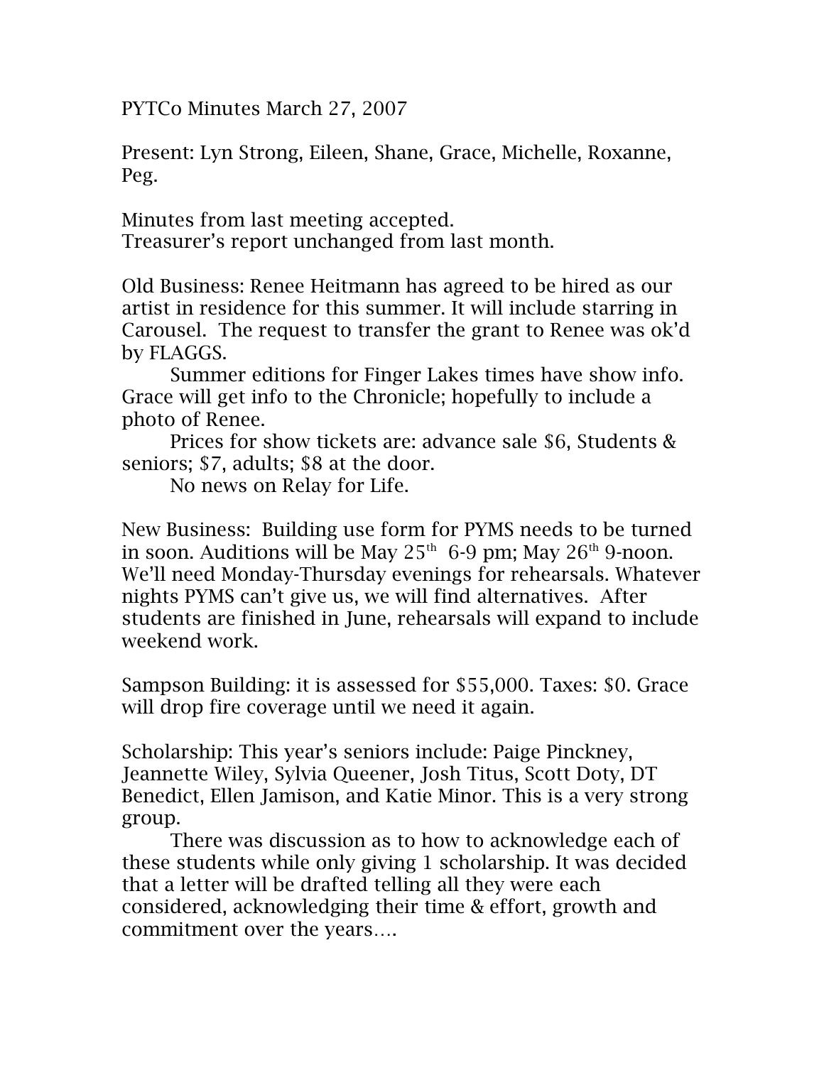PYTCo Minutes March 27, 2007

Present: Lyn Strong, Eileen, Shane, Grace, Michelle, Roxanne, Peg.

Minutes from last meeting accepted.
Treasurer's report unchanged from last month.

Old Business: Renee Heitmann has agreed to be hired as our artist in residence for this summer. It will include starring in Carousel. The request to transfer the grant to Renee was ok'd by FLAGGS.

Summer editions for Finger Lakes times have show info. Grace will get info to the Chronicle; hopefully to include a photo of Renee.

Prices for show tickets are: advance sale $6, Students & seniors; $7, adults; $8 at the door.

No news on Relay for Life.

New Business: Building use form for PYMS needs to be turned in soon. Auditions will be May 25th 6-9 pm; May 26th 9-noon. We'll need Monday-Thursday evenings for rehearsals. Whatever nights PYMS can't give us, we will find alternatives. After students are finished in June, rehearsals will expand to include weekend work.

Sampson Building: it is assessed for $55,000. Taxes: $0. Grace will drop fire coverage until we need it again.

Scholarship: This year's seniors include: Paige Pinckney, Jeannette Wiley, Sylvia Queener, Josh Titus, Scott Doty, DT Benedict, Ellen Jamison, and Katie Minor. This is a very strong group.

There was discussion as to how to acknowledge each of these students while only giving 1 scholarship. It was decided that a letter will be drafted telling all they were each considered, acknowledging their time & effort, growth and commitment over the years….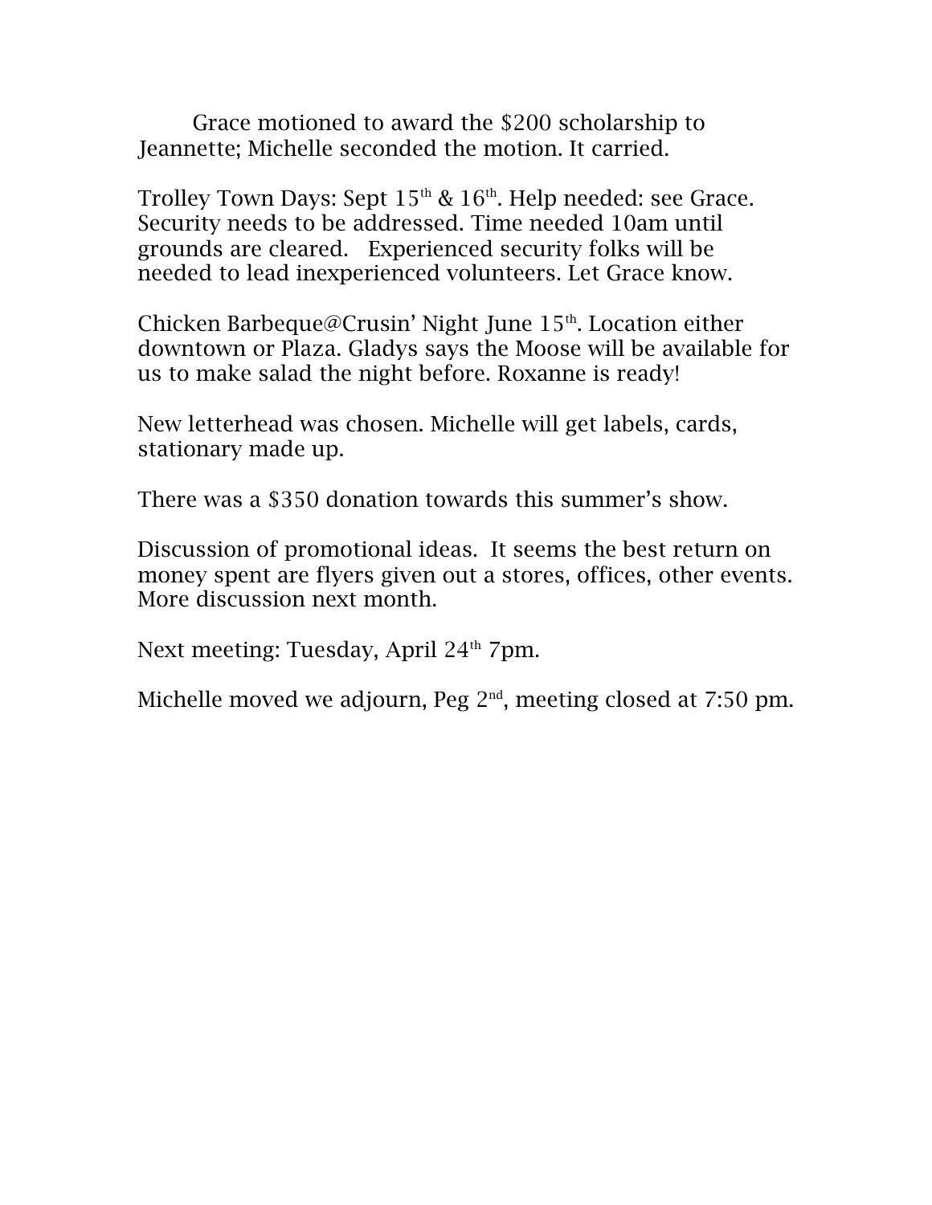Grace motioned to award the $200 scholarship to Jeannette; Michelle seconded the motion. It carried.

Trolley Town Days: Sept 15th & 16th. Help needed: see Grace. Security needs to be addressed. Time needed 10am until grounds are cleared. Experienced security folks will be needed to lead inexperienced volunteers. Let Grace know.

Chicken Barbeque@Crusin' Night June 15th. Location either downtown or Plaza. Gladys says the Moose will be available for us to make salad the night before. Roxanne is ready!

New letterhead was chosen. Michelle will get labels, cards, stationary made up.

There was a $350 donation towards this summer's show.

Discussion of promotional ideas. It seems the best return on money spent are flyers given out a stores, offices, other events. More discussion next month.

Next meeting: Tuesday, April 24th 7pm.

Michelle moved we adjourn, Peg 2nd, meeting closed at 7:50 pm.